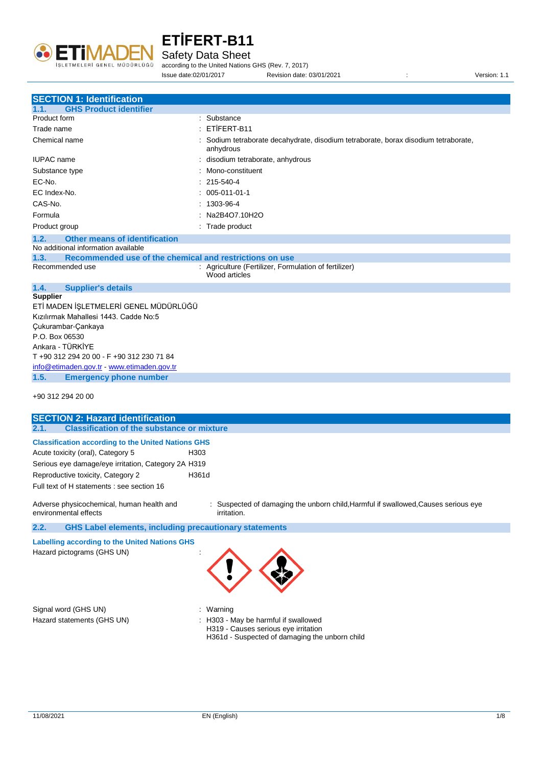# ETİFERT-B11

Safety Data Sheet

according to the United Nations GHS (Rev. 7, 2017)

Issue date:02/01/2017 Revision date: 03/01/2021 : Version: 1.1

## SECTION 1: Identification

### 1.1. GHS Product identifier

| | |
|---|---|
| Product form | : Substance |
| Trade name | : ETİFERT-B11 |
| Chemical name | : Sodium tetraborate decahydrate, disodium tetraborate, borax disodium tetraborate, anhydrous |
| IUPAC name | : disodium tetraborate, anhydrous |
| Substance type | : Mono-constituent |
| EC-No. | : 215-540-4 |
| EC Index-No. | : 005-011-01-1 |
| CAS-No. | : 1303-96-4 |
| Formula | : $Na_2B_4O_7.10H_2O$ |
| Product group | : Trade product |

### 1.2. Other means of identification

No additional information available

### 1.3. Recommended use of the chemical and restrictions on use

Recommended use : Agriculture (Fertilizer, Formulation of fertilizer)
Wood articles

### 1.4. Supplier's details

**Supplier**

ETİ MADEN İŞLETMELERİ GENEL MÜDÜRLÜĞÜ
Kızılırmak Mahallesi 1443. Cadde No:5
Çukurambar-Çankaya
P.O. Box 06530
Ankara - TÜRKİYE
T +90 312 294 20 00 - F +90 312 230 71 84
info@etimaden.gov.tr - www.etimaden.gov.tr

### 1.5. Emergency phone number

+90 312 294 20 00

## SECTION 2: Hazard identification

### 2.1. Classification of the substance or mixture

**Classification according to the United Nations GHS**

| | |
|---|---|
| Acute toxicity (oral), Category 5 | H303 |
| Serious eye damage/eye irritation, Category 2A | H319 |
| Reproductive toxicity, Category 2 | H361d |

Full text of H statements : see section 16

Adverse physicochemical, human health and environmental effects : Suspected of damaging the unborn child,Harmful if swallowed,Causes serious eye irritation.

### 2.2. GHS Label elements, including precautionary statements

**Labelling according to the United Nations GHS**

Hazard pictograms (GHS UN) :

Signal word (GHS UN) : Warning

Hazard statements (GHS UN) : H303 - May be harmful if swallowed
H319 - Causes serious eye irritation
H361d - Suspected of damaging the unborn child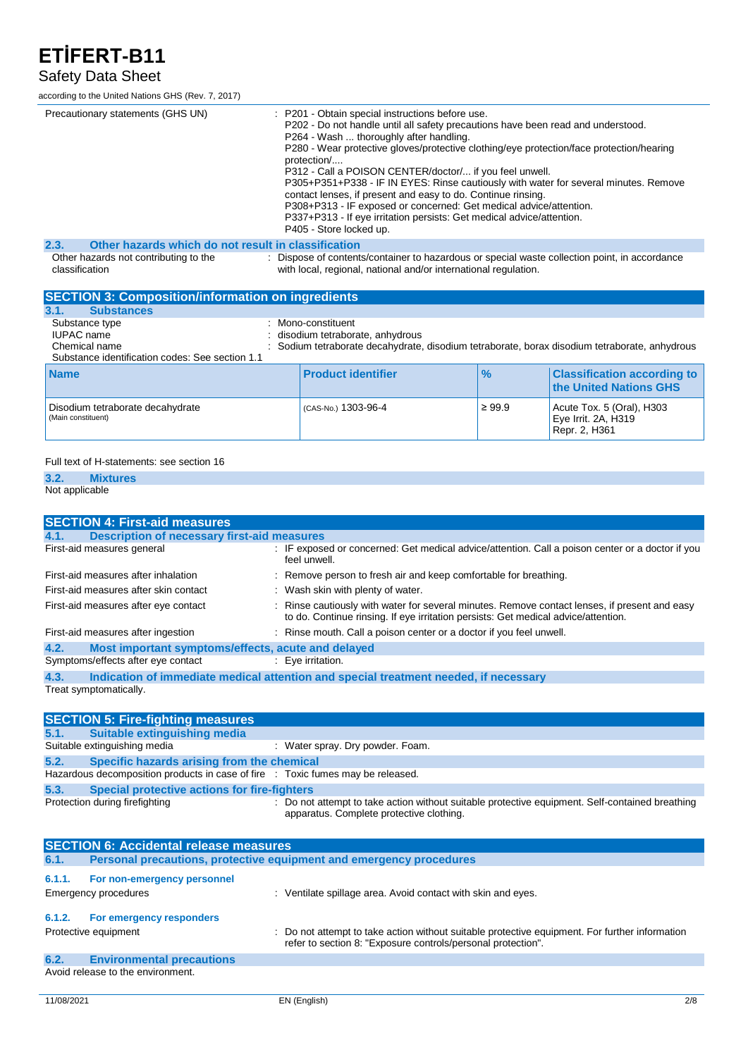| | |
|---|---|
| Precautionary statements (GHS UN) | : P201 - Obtain special instructions before use.<br>P202 - Do not handle until all safety precautions have been read and understood.<br>P264 - Wash ... thoroughly after handling.<br>P280 - Wear protective gloves/protective clothing/eye protection/face protection/hearing protection/....<br>P312 - Call a POISON CENTER/doctor/... if you feel unwell.<br>P305+P351+P338 - IF IN EYES: Rinse cautiously with water for several minutes. Remove contact lenses, if present and easy to do. Continue rinsing.<br>P308+P313 - IF exposed or concerned: Get medical advice/attention.<br>P337+P313 - If eye irritation persists: Get medical advice/attention.<br>P405 - Store locked up. |

### 2.3. Other hazards which do not result in classification

| | |
|---|---|
| Other hazards not contributing to the classification | : Dispose of contents/container to hazardous or special waste collection point, in accordance with local, regional, national and/or international regulation. |

## SECTION 3: Composition/information on ingredients

### 3.1. Substances

| | |
|---|---|
| Substance type | : Mono-constituent |
| IUPAC name | : disodium tetraborate, anhydrous |
| Chemical name | : Sodium tetraborate decahydrate, disodium tetraborate, borax disodium tetraborate, anhydrous |

Substance identification codes: See section 1.1

| Name | Product identifier | % | Classification according to the United Nations GHS |
|---|---|---|---|
| Disodium tetraborate decahydrate<br>(Main constituent) | (CAS-No.) 1303-96-4 | ≥ 99.9 | Acute Tox. 5 (Oral), H303<br>Eye Irrit. 2A, H319<br>Repr. 2, H361 |

Full text of H-statements: see section 16

### 3.2. Mixtures

Not applicable

## SECTION 4: First-aid measures

### 4.1. Description of necessary first-aid measures

| | |
|---|---|
| First-aid measures general | : IF exposed or concerned: Get medical advice/attention. Call a poison center or a doctor if you feel unwell. |
| First-aid measures after inhalation | : Remove person to fresh air and keep comfortable for breathing. |
| First-aid measures after skin contact | : Wash skin with plenty of water. |
| First-aid measures after eye contact | : Rinse cautiously with water for several minutes. Remove contact lenses, if present and easy to do. Continue rinsing. If eye irritation persists: Get medical advice/attention. |
| First-aid measures after ingestion | : Rinse mouth. Call a poison center or a doctor if you feel unwell. |

### 4.2. Most important symptoms/effects, acute and delayed

| | |
|---|---|
| Symptoms/effects after eye contact | : Eye irritation. |

### 4.3. Indication of immediate medical attention and special treatment needed, if necessary

Treat symptomatically.

## SECTION 5: Fire-fighting measures

### 5.1. Suitable extinguishing media

| | |
|---|---|
| Suitable extinguishing media | : Water spray. Dry powder. Foam. |

### 5.2. Specific hazards arising from the chemical

| | |
|---|---|
| Hazardous decomposition products in case of fire | : Toxic fumes may be released. |

### 5.3. Special protective actions for fire-fighters

| | |
|---|---|
| Protection during firefighting | : Do not attempt to take action without suitable protective equipment. Self-contained breathing apparatus. Complete protective clothing. |

## SECTION 6: Accidental release measures

### 6.1. Personal precautions, protective equipment and emergency procedures

#### 6.1.1. For non-emergency personnel

| | |
|---|---|
| Emergency procedures | : Ventilate spillage area. Avoid contact with skin and eyes. |

#### 6.1.2. For emergency responders

| | |
|---|---|
| Protective equipment | : Do not attempt to take action without suitable protective equipment. For further information refer to section 8: "Exposure controls/personal protection". |

### 6.2. Environmental precautions

Avoid release to the environment.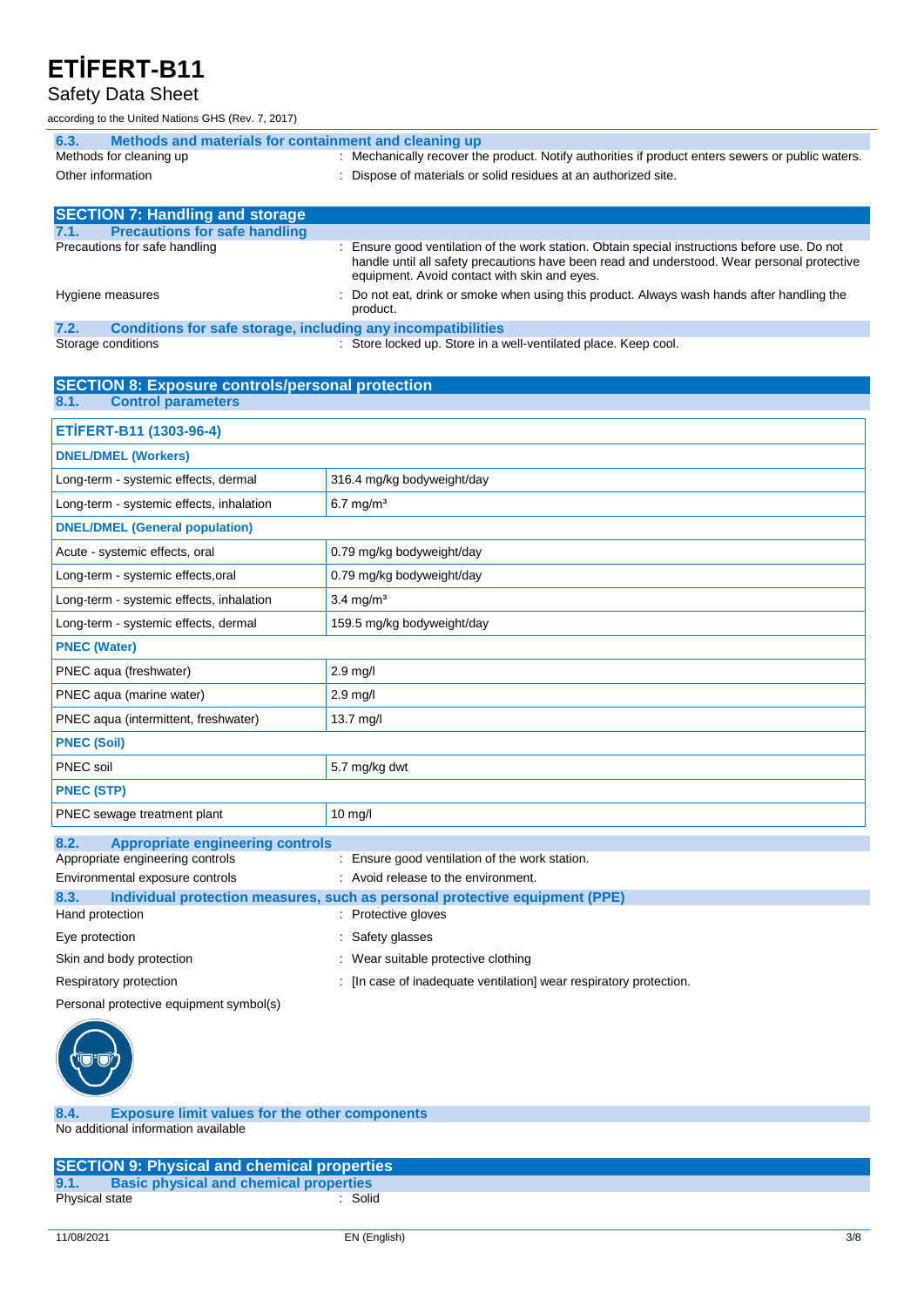### 6.3. Methods and materials for containment and cleaning up

Methods for cleaning up : Mechanically recover the product. Notify authorities if product enters sewers or public waters.

Other information : Dispose of materials or solid residues at an authorized site.

## SECTION 7: Handling and storage

### 7.1. Precautions for safe handling

Precautions for safe handling : Ensure good ventilation of the work station. Obtain special instructions before use. Do not handle until all safety precautions have been read and understood. Wear personal protective equipment. Avoid contact with skin and eyes.

Hygiene measures : Do not eat, drink or smoke when using this product. Always wash hands after handling the product.

### 7.2. Conditions for safe storage, including any incompatibilities

Storage conditions : Store locked up. Store in a well-ventilated place. Keep cool.

## SECTION 8: Exposure controls/personal protection

### 8.1. Control parameters

| ETİFERT-B11 (1303-96-4) | |
|---|---|
| **DNEL/DMEL (Workers)** | |
| Long-term - systemic effects, dermal | 316.4 mg/kg bodyweight/day |
| Long-term - systemic effects, inhalation | 6.7 mg/m³ |
| **DNEL/DMEL (General population)** | |
| Acute - systemic effects, oral | 0.79 mg/kg bodyweight/day |
| Long-term - systemic effects,oral | 0.79 mg/kg bodyweight/day |
| Long-term - systemic effects, inhalation | 3.4 mg/m³ |
| Long-term - systemic effects, dermal | 159.5 mg/kg bodyweight/day |
| **PNEC (Water)** | |
| PNEC aqua (freshwater) | 2.9 mg/l |
| PNEC aqua (marine water) | 2.9 mg/l |
| PNEC aqua (intermittent, freshwater) | 13.7 mg/l |
| **PNEC (Soil)** | |
| PNEC soil | 5.7 mg/kg dwt |
| **PNEC (STP)** | |
| PNEC sewage treatment plant | 10 mg/l |

### 8.2. Appropriate engineering controls

Appropriate engineering controls : Ensure good ventilation of the work station.

Environmental exposure controls : Avoid release to the environment.

### 8.3. Individual protection measures, such as personal protective equipment (PPE)

Hand protection : Protective gloves

Eye protection : Safety glasses

Skin and body protection : Wear suitable protective clothing

Respiratory protection : [In case of inadequate ventilation] wear respiratory protection.

Personal protective equipment symbol(s)

### 8.4. Exposure limit values for the other components

No additional information available

## SECTION 9: Physical and chemical properties

### 9.1. Basic physical and chemical properties

Physical state : Solid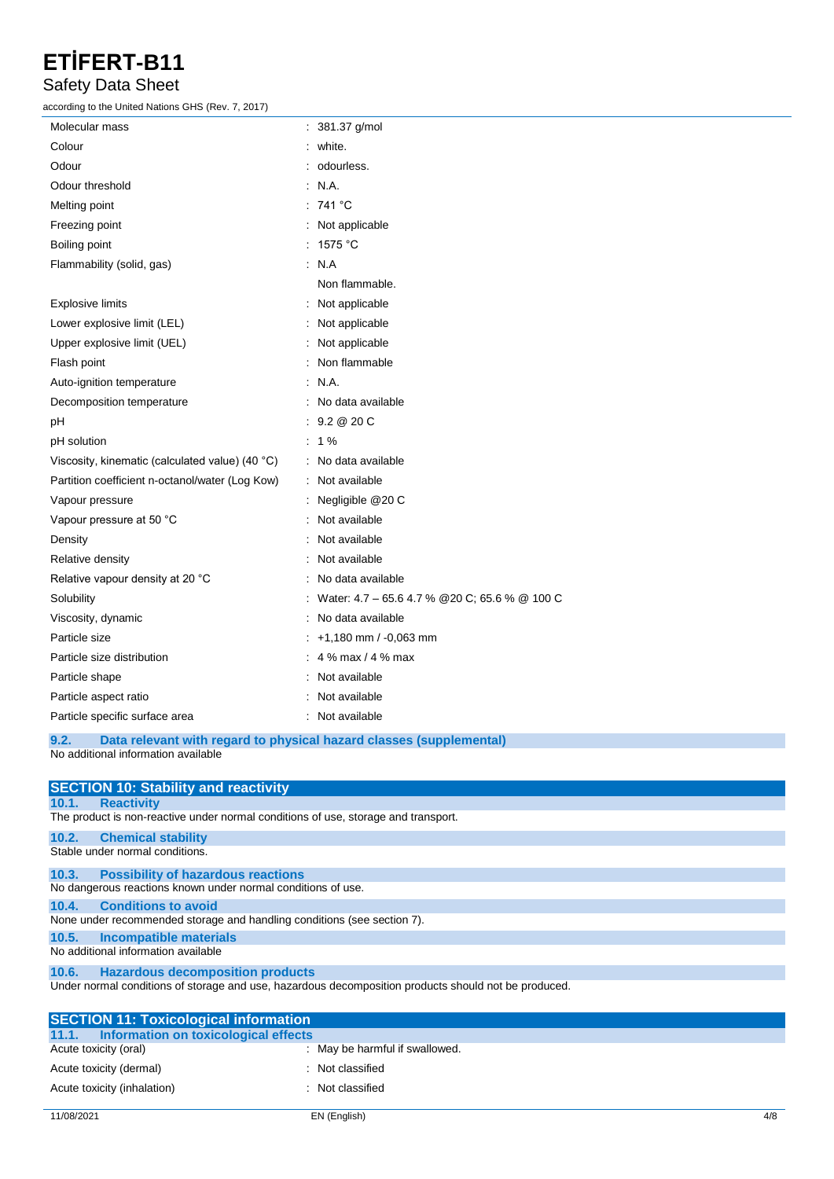| | |
|---|---|
| Molecular mass | : 381.37 g/mol |
| Colour | : white. |
| Odour | : odourless. |
| Odour threshold | : N.A. |
| Melting point | : 741 °C |
| Freezing point | : Not applicable |
| Boiling point | : 1575 °C |
| Flammability (solid, gas) | : N.A<br>Non flammable. |
| Explosive limits | : Not applicable |
| Lower explosive limit (LEL) | : Not applicable |
| Upper explosive limit (UEL) | : Not applicable |
| Flash point | : Non flammable |
| Auto-ignition temperature | : N.A. |
| Decomposition temperature | : No data available |
| pH | : 9.2 @ 20 C |
| pH solution | : 1 % |
| Viscosity, kinematic (calculated value) (40 °C) | : No data available |
| Partition coefficient n-octanol/water (Log Kow) | : Not available |
| Vapour pressure | : Negligible @20 C |
| Vapour pressure at 50 °C | : Not available |
| Density | : Not available |
| Relative density | : Not available |
| Relative vapour density at 20 °C | : No data available |
| Solubility | : Water: 4.7 – 65.6 4.7 % @20 C; 65.6 % @ 100 C |
| Viscosity, dynamic | : No data available |
| Particle size | : +1,180 mm / -0,063 mm |
| Particle size distribution | : 4 % max / 4 % max |
| Particle shape | : Not available |
| Particle aspect ratio | : Not available |
| Particle specific surface area | : Not available |

### 9.2. Data relevant with regard to physical hazard classes (supplemental)

No additional information available

## SECTION 10: Stability and reactivity

### 10.1. Reactivity

The product is non-reactive under normal conditions of use, storage and transport.

### 10.2. Chemical stability

Stable under normal conditions.

### 10.3. Possibility of hazardous reactions

No dangerous reactions known under normal conditions of use.

### 10.4. Conditions to avoid

None under recommended storage and handling conditions (see section 7).

### 10.5. Incompatible materials

No additional information available

### 10.6. Hazardous decomposition products

Under normal conditions of storage and use, hazardous decomposition products should not be produced.

## SECTION 11: Toxicological information

### 11.1. Information on toxicological effects

| | |
|---|---|
| Acute toxicity (oral) | : May be harmful if swallowed. |
| Acute toxicity (dermal) | : Not classified |
| Acute toxicity (inhalation) | : Not classified |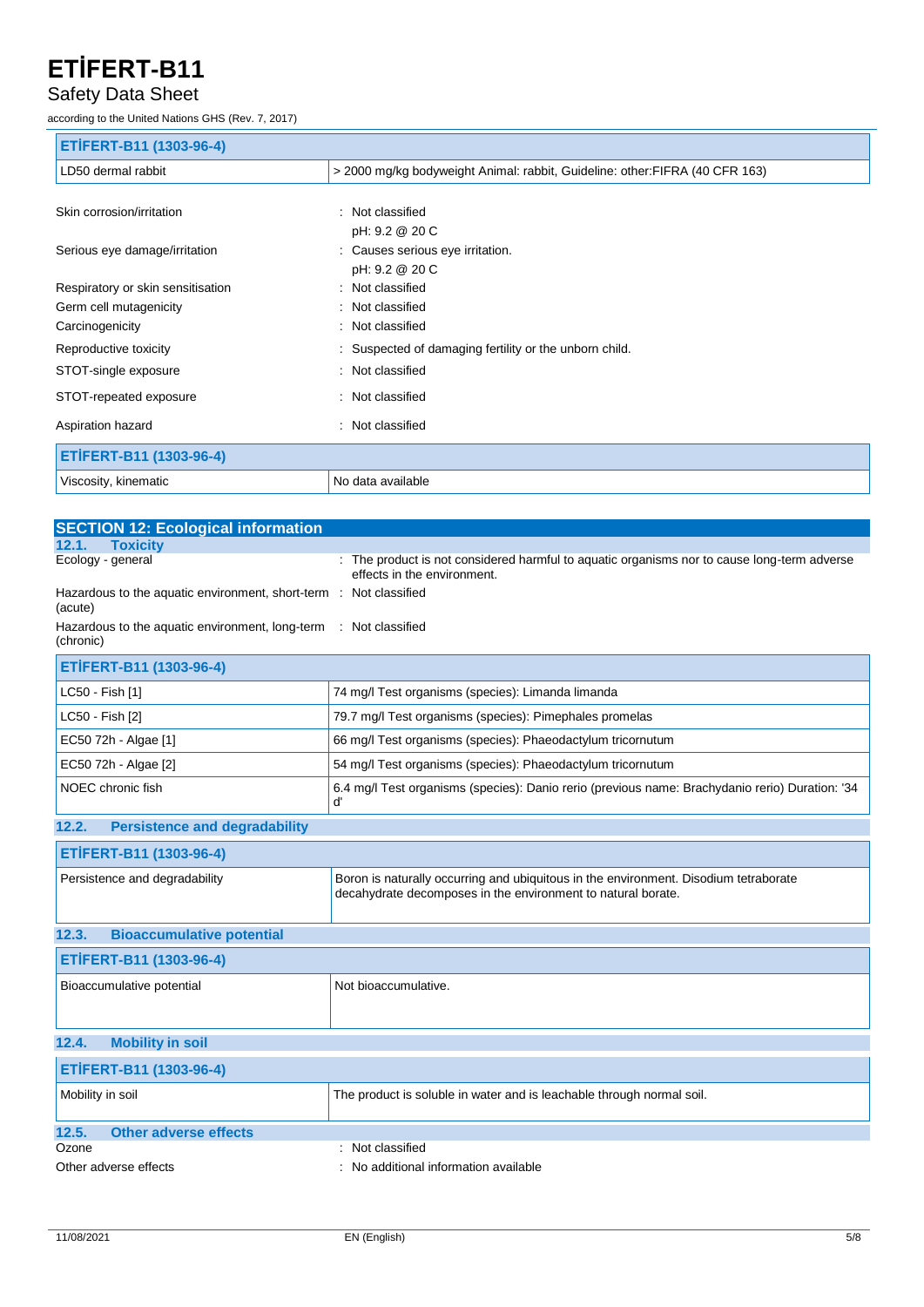| ETİFERT-B11 (1303-96-4) | |
|---|---|
| LD50 dermal rabbit | > 2000 mg/kg bodyweight Animal: rabbit, Guideline: other:FIFRA (40 CFR 163) |

Skin corrosion/irritation : Not classified
pH: 9.2 @ 20 C

Serious eye damage/irritation : Causes serious eye irritation.
pH: 9.2 @ 20 C

Respiratory or skin sensitisation : Not classified

Germ cell mutagenicity : Not classified

Carcinogenicity : Not classified

Reproductive toxicity : Suspected of damaging fertility or the unborn child.

STOT-single exposure : Not classified

STOT-repeated exposure : Not classified

Aspiration hazard : Not classified

| ETİFERT-B11 (1303-96-4) | |
|---|---|
| Viscosity, kinematic | No data available |

## SECTION 12: Ecological information

### 12.1. Toxicity

Ecology - general : The product is not considered harmful to aquatic organisms nor to cause long-term adverse effects in the environment.

Hazardous to the aquatic environment, short-term (acute) : Not classified

Hazardous to the aquatic environment, long-term (chronic) : Not classified

| ETİFERT-B11 (1303-96-4) | |
|---|---|
| LC50 - Fish [1] | 74 mg/l Test organisms (species): Limanda limanda |
| LC50 - Fish [2] | 79.7 mg/l Test organisms (species): Pimephales promelas |
| EC50 72h - Algae [1] | 66 mg/l Test organisms (species): Phaeodactylum tricornutum |
| EC50 72h - Algae [2] | 54 mg/l Test organisms (species): Phaeodactylum tricornutum |
| NOEC chronic fish | 6.4 mg/l Test organisms (species): Danio rerio (previous name: Brachydanio rerio) Duration: '34 d' |

### 12.2. Persistence and degradability

| ETİFERT-B11 (1303-96-4) | |
|---|---|
| Persistence and degradability | Boron is naturally occurring and ubiquitous in the environment. Disodium tetraborate decahydrate decomposes in the environment to natural borate. |

### 12.3. Bioaccumulative potential

| ETİFERT-B11 (1303-96-4) | |
|---|---|
| Bioaccumulative potential | Not bioaccumulative. |

### 12.4. Mobility in soil

| ETİFERT-B11 (1303-96-4) | |
|---|---|
| Mobility in soil | The product is soluble in water and is leachable through normal soil. |

### 12.5. Other adverse effects

Ozone : Not classified

Other adverse effects : No additional information available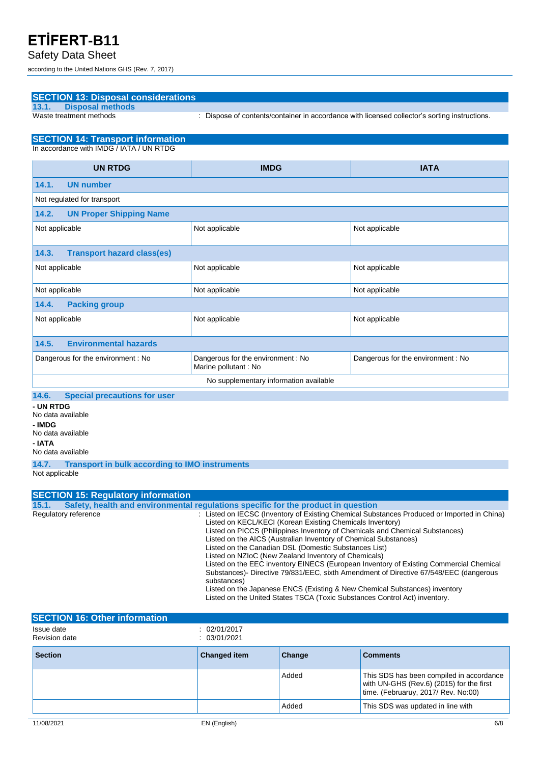## SECTION 13: Disposal considerations

### 13.1. Disposal methods

Waste treatment methods : Dispose of contents/container in accordance with licensed collector's sorting instructions.

## SECTION 14: Transport information

In accordance with IMDG / IATA / UN RTDG

| UN RTDG | IMDG | IATA |
|---|---|---|
| **14.1. UN number** | | |
| Not regulated for transport | | |
| **14.2. UN Proper Shipping Name** | | |
| Not applicable | Not applicable | Not applicable |
| **14.3. Transport hazard class(es)** | | |
| Not applicable | Not applicable | Not applicable |
| Not applicable | Not applicable | Not applicable |
| **14.4. Packing group** | | |
| Not applicable | Not applicable | Not applicable |
| **14.5. Environmental hazards** | | |
| Dangerous for the environment : No | Dangerous for the environment : No<br>Marine pollutant : No | Dangerous for the environment : No |
| No supplementary information available | | |

### 14.6. Special precautions for user

**- UN RTDG**
No data available

**- IMDG**
No data available

**- IATA**
No data available

### 14.7. Transport in bulk according to IMO instruments

Not applicable

## SECTION 15: Regulatory information

### 15.1. Safety, health and environmental regulations specific for the product in question

Regulatory reference : Listed on IECSC (Inventory of Existing Chemical Substances Produced or Imported in China)
Listed on KECL/KECI (Korean Existing Chemicals Inventory)
Listed on PICCS (Philippines Inventory of Chemicals and Chemical Substances)
Listed on the AICS (Australian Inventory of Chemical Substances)
Listed on the Canadian DSL (Domestic Substances List)
Listed on NZIoC (New Zealand Inventory of Chemicals)
Listed on the EEC inventory EINECS (European Inventory of Existing Commercial Chemical Substances)- Directive 79/831/EEC, sixth Amendment of Directive 67/548/EEC (dangerous substances)
Listed on the Japanese ENCS (Existing & New Chemical Substances) inventory
Listed on the United States TSCA (Toxic Substances Control Act) inventory.

## SECTION 16: Other information

Issue date : 02/01/2017
Revision date : 03/01/2021

| Section | Changed item | Change | Comments |
|---|---|---|---|
| | | Added | This SDS has been compiled in accordance with UN-GHS (Rev.6) (2015) for the first time. (Februaruy, 2017/ Rev. No:00) |
| | | Added | This SDS was updated in line with |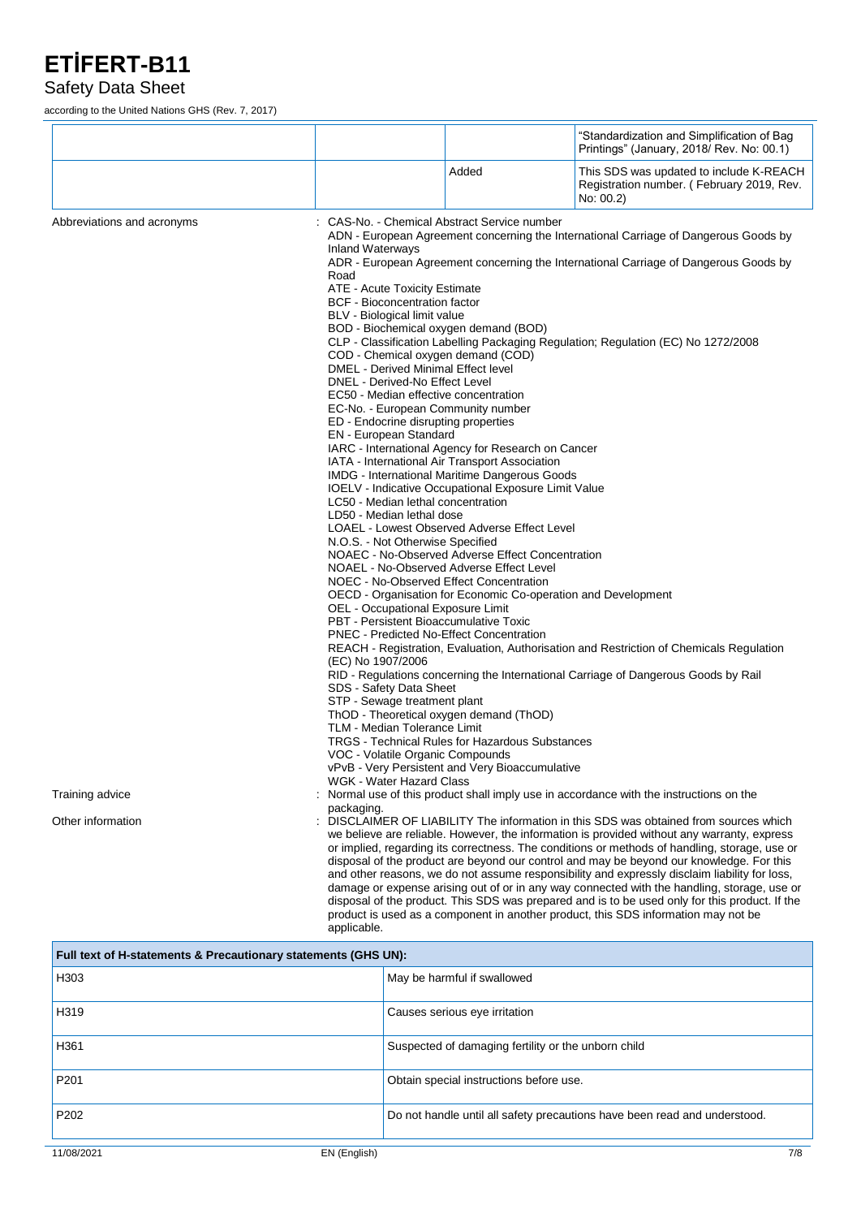|  |  |  | "Standardization and Simplification of Bag Printings" (January, 2018/ Rev. No: 00.1) |
|---|---|---|---|
|  |  | Added | This SDS was updated to include K-REACH Registration number. ( February 2019, Rev. No: 00.2) |

Abbreviations and acronyms : CAS-No. - Chemical Abstract Service number
ADN - European Agreement concerning the International Carriage of Dangerous Goods by Inland Waterways
ADR - European Agreement concerning the International Carriage of Dangerous Goods by Road
ATE - Acute Toxicity Estimate
BCF - Bioconcentration factor
BLV - Biological limit value
BOD - Biochemical oxygen demand (BOD)
CLP - Classification Labelling Packaging Regulation; Regulation (EC) No 1272/2008
COD - Chemical oxygen demand (COD)
DMEL - Derived Minimal Effect level
DNEL - Derived-No Effect Level
EC50 - Median effective concentration
EC-No. - European Community number
ED - Endocrine disrupting properties
EN - European Standard
IARC - International Agency for Research on Cancer
IATA - International Air Transport Association
IMDG - International Maritime Dangerous Goods
IOELV - Indicative Occupational Exposure Limit Value
LC50 - Median lethal concentration
LD50 - Median lethal dose
LOAEL - Lowest Observed Adverse Effect Level
N.O.S. - Not Otherwise Specified
NOAEC - No-Observed Adverse Effect Concentration
NOAEL - No-Observed Adverse Effect Level
NOEC - No-Observed Effect Concentration
OECD - Organisation for Economic Co-operation and Development
OEL - Occupational Exposure Limit
PBT - Persistent Bioaccumulative Toxic
PNEC - Predicted No-Effect Concentration
REACH - Registration, Evaluation, Authorisation and Restriction of Chemicals Regulation (EC) No 1907/2006
RID - Regulations concerning the International Carriage of Dangerous Goods by Rail
SDS - Safety Data Sheet
STP - Sewage treatment plant
ThOD - Theoretical oxygen demand (ThOD)
TLM - Median Tolerance Limit
TRGS - Technical Rules for Hazardous Substances
VOC - Volatile Organic Compounds
vPvB - Very Persistent and Very Bioaccumulative
WGK - Water Hazard Class

Training advice : Normal use of this product shall imply use in accordance with the instructions on the packaging.

Other information : DISCLAIMER OF LIABILITY The information in this SDS was obtained from sources which we believe are reliable. However, the information is provided without any warranty, express or implied, regarding its correctness. The conditions or methods of handling, storage, use or disposal of the product are beyond our control and may be beyond our knowledge. For this and other reasons, we do not assume responsibility and expressly disclaim liability for loss, damage or expense arising out of or in any way connected with the handling, storage, use or disposal of the product. This SDS was prepared and is to be used only for this product. If the product is used as a component in another product, this SDS information may not be applicable.

| Full text of H-statements & Precautionary statements (GHS UN): | |
|---|---|
| H303 | May be harmful if swallowed |
| H319 | Causes serious eye irritation |
| H361 | Suspected of damaging fertility or the unborn child |
| P201 | Obtain special instructions before use. |
| P202 | Do not handle until all safety precautions have been read and understood. |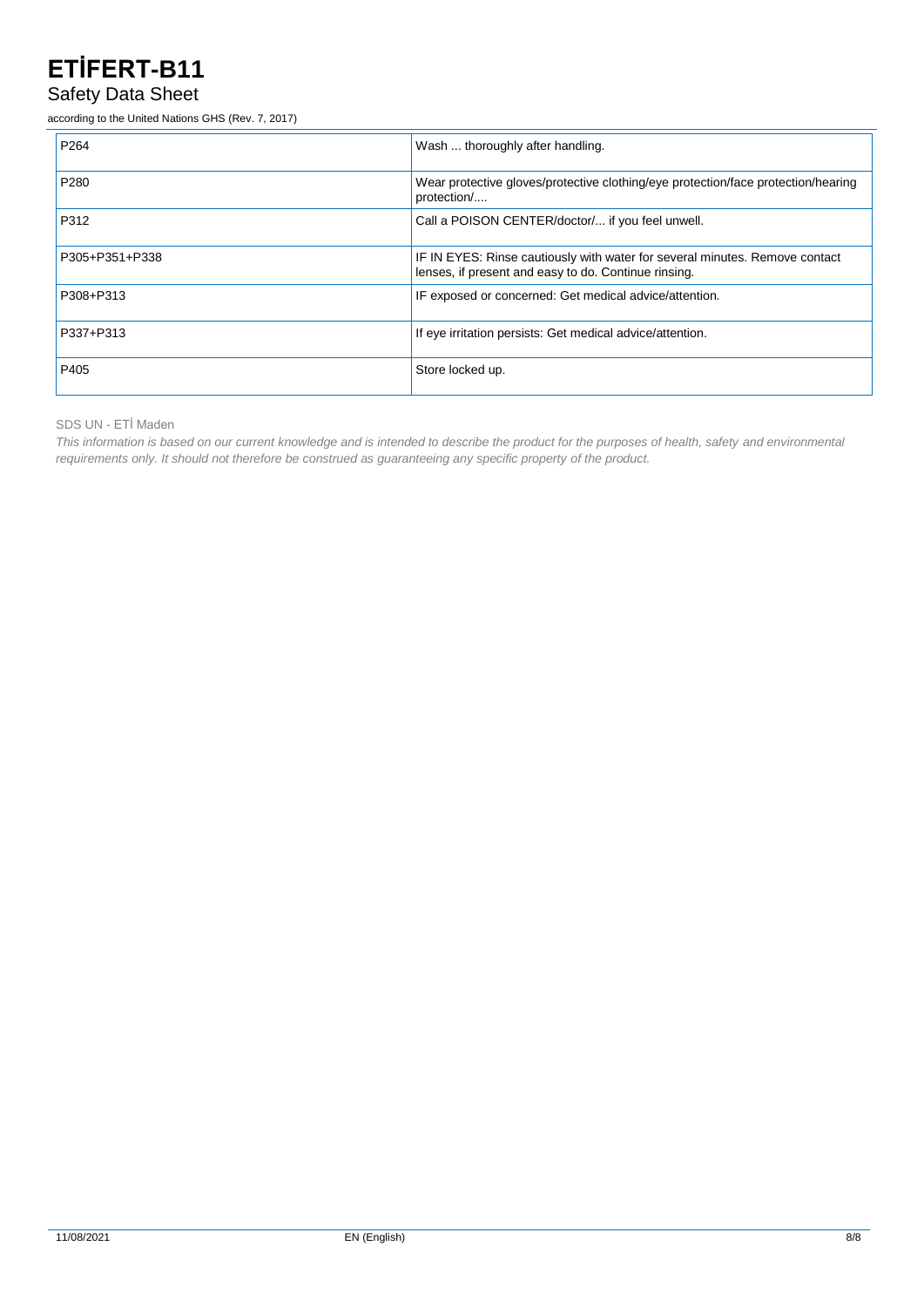| | |
|---|---|
| P264 | Wash ... thoroughly after handling. |
| P280 | Wear protective gloves/protective clothing/eye protection/face protection/hearing protection/.... |
| P312 | Call a POISON CENTER/doctor/... if you feel unwell. |
| P305+P351+P338 | IF IN EYES: Rinse cautiously with water for several minutes. Remove contact lenses, if present and easy to do. Continue rinsing. |
| P308+P313 | IF exposed or concerned: Get medical advice/attention. |
| P337+P313 | If eye irritation persists: Get medical advice/attention. |
| P405 | Store locked up. |

SDS UN - ETİ Maden

*This information is based on our current knowledge and is intended to describe the product for the purposes of health, safety and environmental requirements only. It should not therefore be construed as guaranteeing any specific property of the product.*